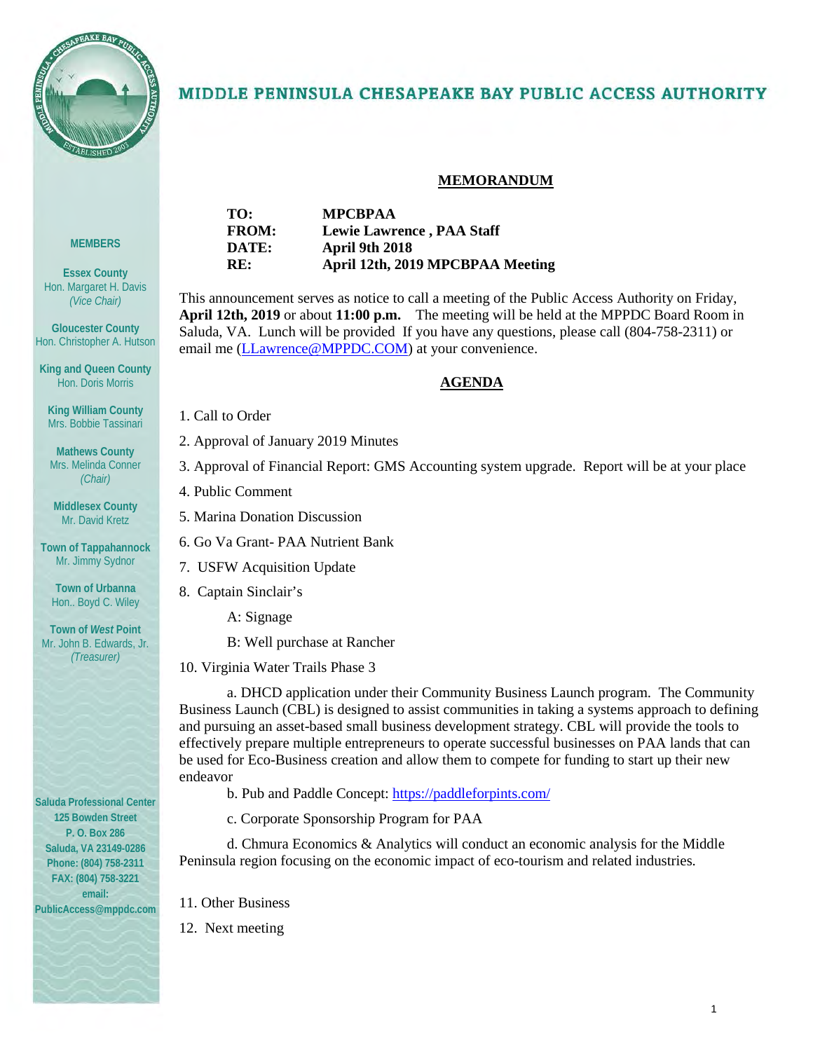# MIDDLE PENINSULA CHESAPEAKE BAY PUBLIC ACCESS AUTHORITY

**MEMBERS**

**Essex County**
Hon. Margaret H. Davis
*(Vice Chair)*

**Gloucester County**
Hon. Christopher A. Hutson

**King and Queen County**
Hon. Doris Morris

**King William County**
Mrs. Bobbie Tassinari

**Mathews County**
Mrs. Melinda Conner
*(Chair)*

**Middlesex County**
Mr. David Kretz

**Town of Tappahannock**
Mr. Jimmy Sydnor

**Town of Urbanna**
Hon.. Boyd C. Wiley

**Town of *West* Point**
Mr. John B. Edwards, Jr.
*(Treasurer)*

**Saluda Professional Center**
**125 Bowden Street**
**P. O. Box 286**
**Saluda, VA 23149-0286**
**Phone: (804) 758-2311**
**FAX: (804) 758-3221**
**email:**
**PublicAccess@mppdc.com**

## MEMORANDUM

| | |
|---|---|
| **TO:** | **MPCBPAA** |
| **FROM:** | **Lewie Lawrence , PAA Staff** |
| **DATE:** | **April 9th 2018** |
| **RE:** | **April 12th, 2019 MPCBPAA Meeting** |

This announcement serves as notice to call a meeting of the Public Access Authority on Friday, **April 12th, 2019** or about **11:00 p.m.** The meeting will be held at the MPPDC Board Room in Saluda, VA. Lunch will be provided If you have any questions, please call (804-758-2311) or email me (LLawrence@MPPDC.COM) at your convenience.

## AGENDA

1. Call to Order

2. Approval of January 2019 Minutes

3. Approval of Financial Report: GMS Accounting system upgrade. Report will be at your place

4. Public Comment

5. Marina Donation Discussion

6. Go Va Grant- PAA Nutrient Bank

7. USFW Acquisition Update

8. Captain Sinclair's

    A: Signage

    B: Well purchase at Rancher

10. Virginia Water Trails Phase 3

    a. DHCD application under their Community Business Launch program. The Community Business Launch (CBL) is designed to assist communities in taking a systems approach to defining and pursuing an asset-based small business development strategy. CBL will provide the tools to effectively prepare multiple entrepreneurs to operate successful businesses on PAA lands that can be used for Eco-Business creation and allow them to compete for funding to start up their new endeavor

    b. Pub and Paddle Concept: https://paddleforpints.com/

    c. Corporate Sponsorship Program for PAA

    d. Chmura Economics & Analytics will conduct an economic analysis for the Middle Peninsula region focusing on the economic impact of eco-tourism and related industries.

11. Other Business

12. Next meeting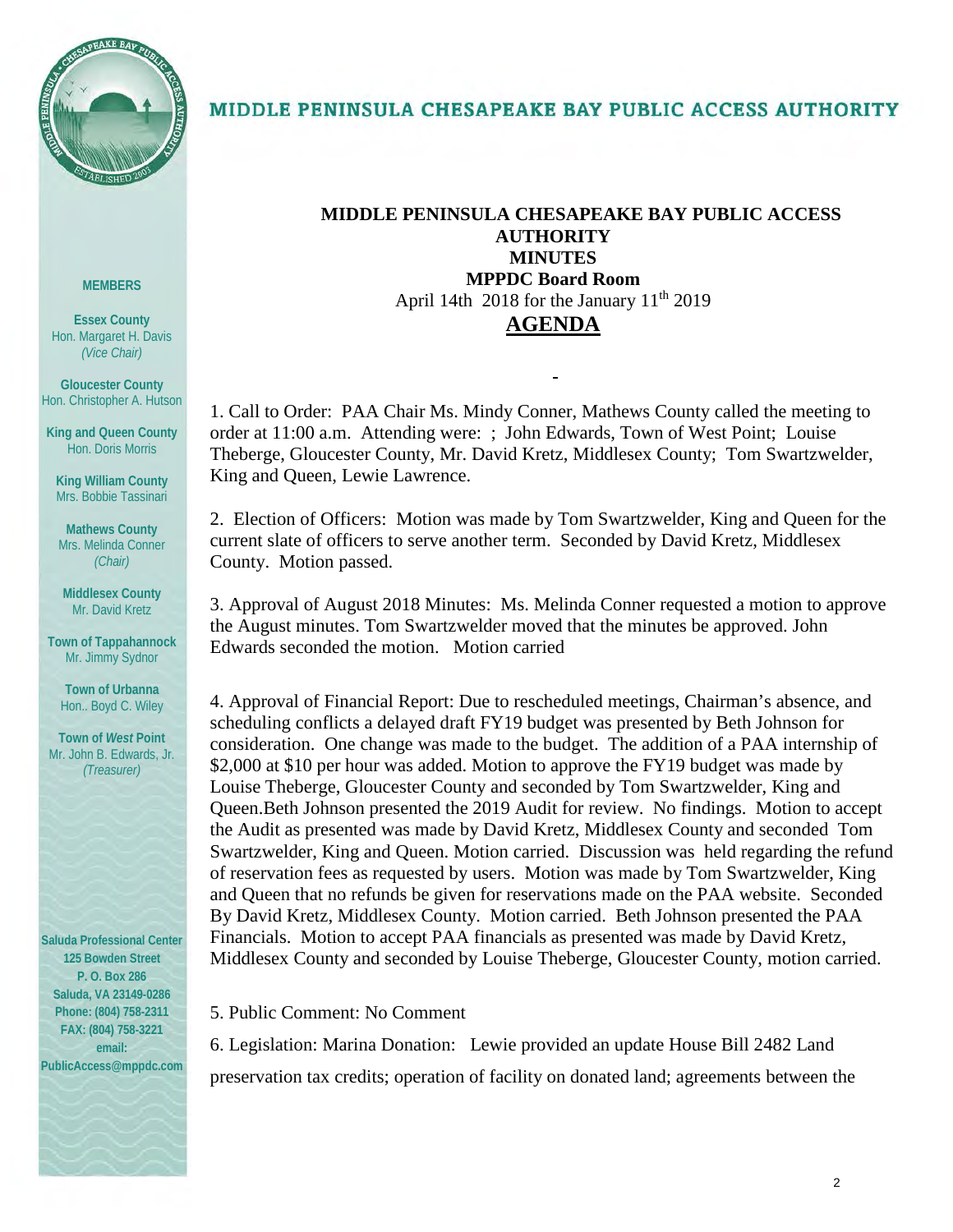# MIDDLE PENINSULA CHESAPEAKE BAY PUBLIC ACCESS AUTHORITY

**MEMBERS**

**Essex County**
Hon. Margaret H. Davis
*(Vice Chair)*

**Gloucester County**
Hon. Christopher A. Hutson

**King and Queen County**
Hon. Doris Morris

**King William County**
Mrs. Bobbie Tassinari

**Mathews County**
Mrs. Melinda Conner
*(Chair)*

**Middlesex County**
Mr. David Kretz

**Town of Tappahannock**
Mr. Jimmy Sydnor

**Town of Urbanna**
Hon.. Boyd C. Wiley

**Town of *West* Point**
Mr. John B. Edwards, Jr.
*(Treasurer)*

**Saluda Professional Center**
**125 Bowden Street**
**P. O. Box 286**
**Saluda, VA 23149-0286**
**Phone: (804) 758-2311**
**FAX: (804) 758-3221**
**email:**
**PublicAccess@mppdc.com**

**MIDDLE PENINSULA CHESAPEAKE BAY PUBLIC ACCESS AUTHORITY**
**MINUTES**
**MPPDC Board Room**
April 14th 2018 for the January 11th 2019

## AGENDA

1. Call to Order: PAA Chair Ms. Mindy Conner, Mathews County called the meeting to order at 11:00 a.m. Attending were: ; John Edwards, Town of West Point; Louise Theberge, Gloucester County, Mr. David Kretz, Middlesex County; Tom Swartzwelder, King and Queen, Lewie Lawrence.

2. Election of Officers: Motion was made by Tom Swartzwelder, King and Queen for the current slate of officers to serve another term. Seconded by David Kretz, Middlesex County. Motion passed.

3. Approval of August 2018 Minutes: Ms. Melinda Conner requested a motion to approve the August minutes. Tom Swartzwelder moved that the minutes be approved. John Edwards seconded the motion. Motion carried

4. Approval of Financial Report: Due to rescheduled meetings, Chairman's absence, and scheduling conflicts a delayed draft FY19 budget was presented by Beth Johnson for consideration. One change was made to the budget. The addition of a PAA internship of $2,000 at $10 per hour was added. Motion to approve the FY19 budget was made by Louise Theberge, Gloucester County and seconded by Tom Swartzwelder, King and Queen.Beth Johnson presented the 2019 Audit for review. No findings. Motion to accept the Audit as presented was made by David Kretz, Middlesex County and seconded Tom Swartzwelder, King and Queen. Motion carried. Discussion was held regarding the refund of reservation fees as requested by users. Motion was made by Tom Swartzwelder, King and Queen that no refunds be given for reservations made on the PAA website. Seconded By David Kretz, Middlesex County. Motion carried. Beth Johnson presented the PAA Financials. Motion to accept PAA financials as presented was made by David Kretz, Middlesex County and seconded by Louise Theberge, Gloucester County, motion carried.

5. Public Comment: No Comment

6. Legislation: Marina Donation: Lewie provided an update House Bill 2482 Land preservation tax credits; operation of facility on donated land; agreements between the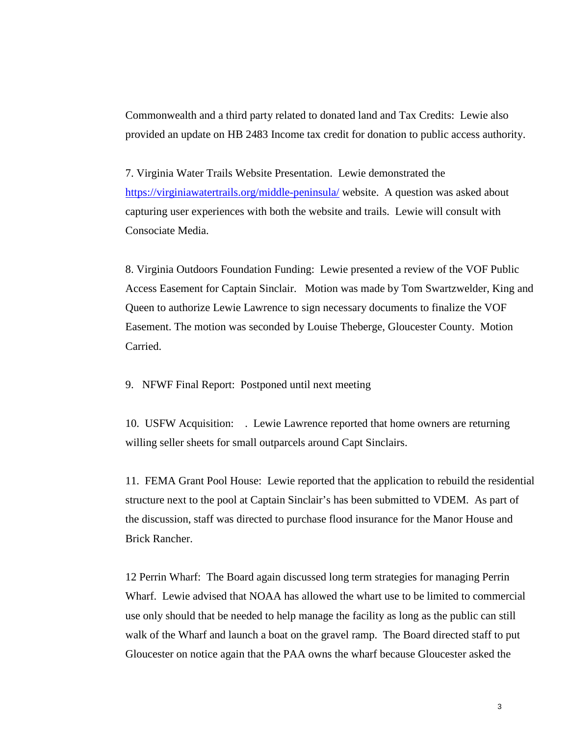Commonwealth and a third party related to donated land and Tax Credits: Lewie also provided an update on HB 2483 Income tax credit for donation to public access authority.

7. Virginia Water Trails Website Presentation. Lewie demonstrated the https://virginiawatertrails.org/middle-peninsula/ website. A question was asked about capturing user experiences with both the website and trails. Lewie will consult with Consociate Media.

8. Virginia Outdoors Foundation Funding: Lewie presented a review of the VOF Public Access Easement for Captain Sinclair. Motion was made by Tom Swartzwelder, King and Queen to authorize Lewie Lawrence to sign necessary documents to finalize the VOF Easement. The motion was seconded by Louise Theberge, Gloucester County. Motion Carried.

9. NFWF Final Report: Postponed until next meeting

10. USFW Acquisition: . Lewie Lawrence reported that home owners are returning willing seller sheets for small outparcels around Capt Sinclairs.

11. FEMA Grant Pool House: Lewie reported that the application to rebuild the residential structure next to the pool at Captain Sinclair's has been submitted to VDEM. As part of the discussion, staff was directed to purchase flood insurance for the Manor House and Brick Rancher.

12 Perrin Wharf: The Board again discussed long term strategies for managing Perrin Wharf. Lewie advised that NOAA has allowed the whart use to be limited to commercial use only should that be needed to help manage the facility as long as the public can still walk of the Wharf and launch a boat on the gravel ramp. The Board directed staff to put Gloucester on notice again that the PAA owns the wharf because Gloucester asked the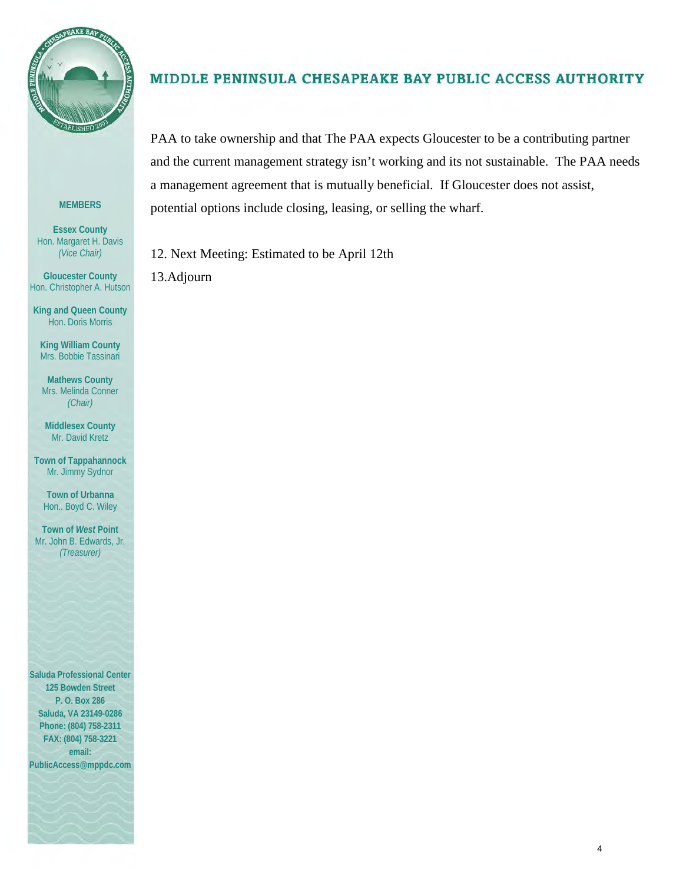PAA to take ownership and that The PAA expects Gloucester to be a contributing partner and the current management strategy isn't working and its not sustainable. The PAA needs a management agreement that is mutually beneficial. If Gloucester does not assist, potential options include closing, leasing, or selling the wharf.

12. Next Meeting: Estimated to be April 12th

13.Adjourn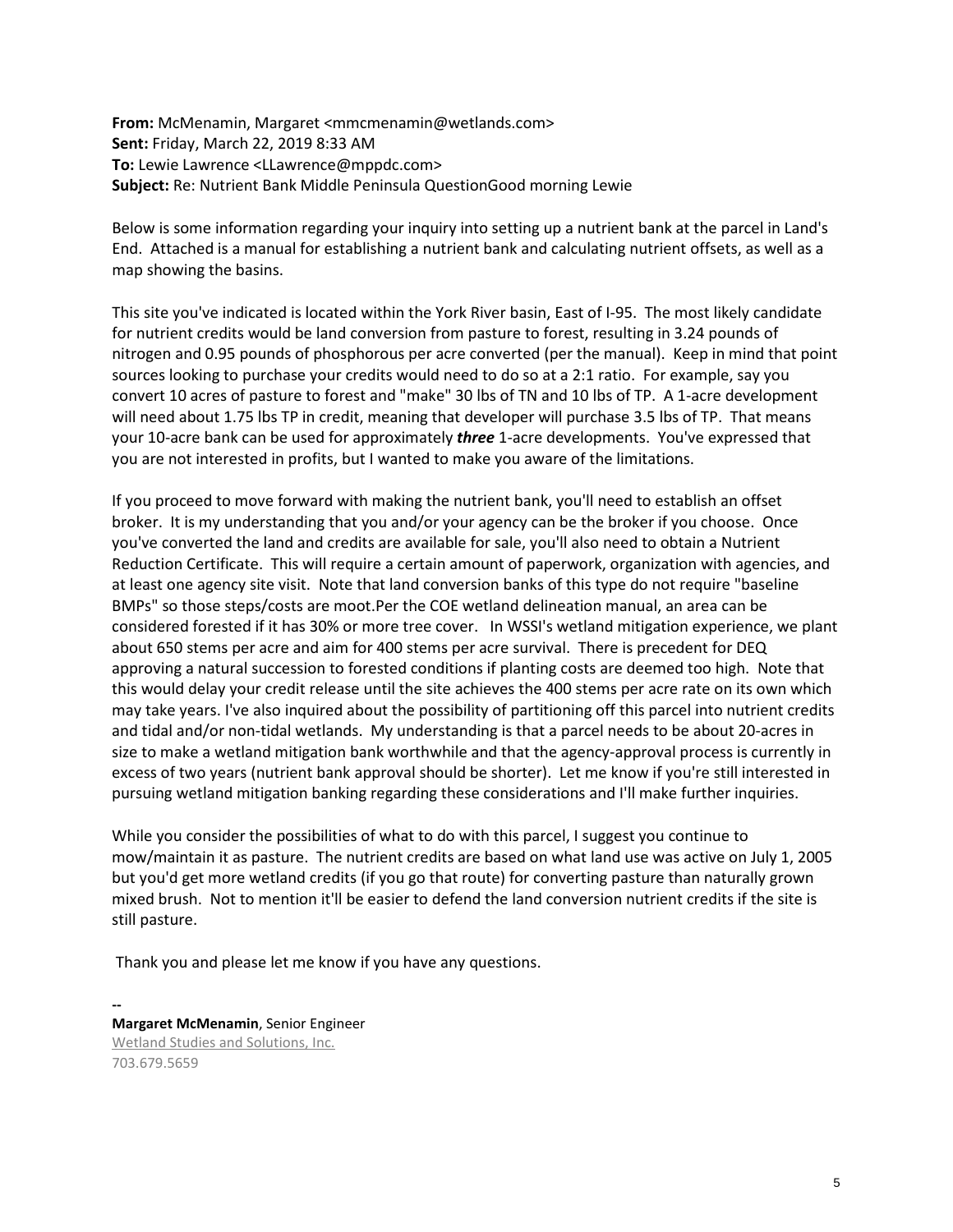**From:** McMenamin, Margaret <mmcmenamin@wetlands.com>
**Sent:** Friday, March 22, 2019 8:33 AM
**To:** Lewie Lawrence <LLawrence@mppdc.com>
**Subject:** Re: Nutrient Bank Middle Peninsula QuestionGood morning Lewie

Below is some information regarding your inquiry into setting up a nutrient bank at the parcel in Land's End. Attached is a manual for establishing a nutrient bank and calculating nutrient offsets, as well as a map showing the basins.

This site you've indicated is located within the York River basin, East of I-95. The most likely candidate for nutrient credits would be land conversion from pasture to forest, resulting in 3.24 pounds of nitrogen and 0.95 pounds of phosphorous per acre converted (per the manual). Keep in mind that point sources looking to purchase your credits would need to do so at a 2:1 ratio. For example, say you convert 10 acres of pasture to forest and "make" 30 lbs of TN and 10 lbs of TP. A 1-acre development will need about 1.75 lbs TP in credit, meaning that developer will purchase 3.5 lbs of TP. That means your 10-acre bank can be used for approximately ***three*** 1-acre developments. You've expressed that you are not interested in profits, but I wanted to make you aware of the limitations.

If you proceed to move forward with making the nutrient bank, you'll need to establish an offset broker. It is my understanding that you and/or your agency can be the broker if you choose. Once you've converted the land and credits are available for sale, you'll also need to obtain a Nutrient Reduction Certificate. This will require a certain amount of paperwork, organization with agencies, and at least one agency site visit. Note that land conversion banks of this type do not require "baseline BMPs" so those steps/costs are moot.Per the COE wetland delineation manual, an area can be considered forested if it has 30% or more tree cover. In WSSI's wetland mitigation experience, we plant about 650 stems per acre and aim for 400 stems per acre survival. There is precedent for DEQ approving a natural succession to forested conditions if planting costs are deemed too high. Note that this would delay your credit release until the site achieves the 400 stems per acre rate on its own which may take years. I've also inquired about the possibility of partitioning off this parcel into nutrient credits and tidal and/or non-tidal wetlands. My understanding is that a parcel needs to be about 20-acres in size to make a wetland mitigation bank worthwhile and that the agency-approval process is currently in excess of two years (nutrient bank approval should be shorter). Let me know if you're still interested in pursuing wetland mitigation banking regarding these considerations and I'll make further inquiries.

While you consider the possibilities of what to do with this parcel, I suggest you continue to mow/maintain it as pasture. The nutrient credits are based on what land use was active on July 1, 2005 but you'd get more wetland credits (if you go that route) for converting pasture than naturally grown mixed brush. Not to mention it'll be easier to defend the land conversion nutrient credits if the site is still pasture.

Thank you and please let me know if you have any questions.

--
**Margaret McMenamin**, Senior Engineer
Wetland Studies and Solutions, Inc.
703.679.5659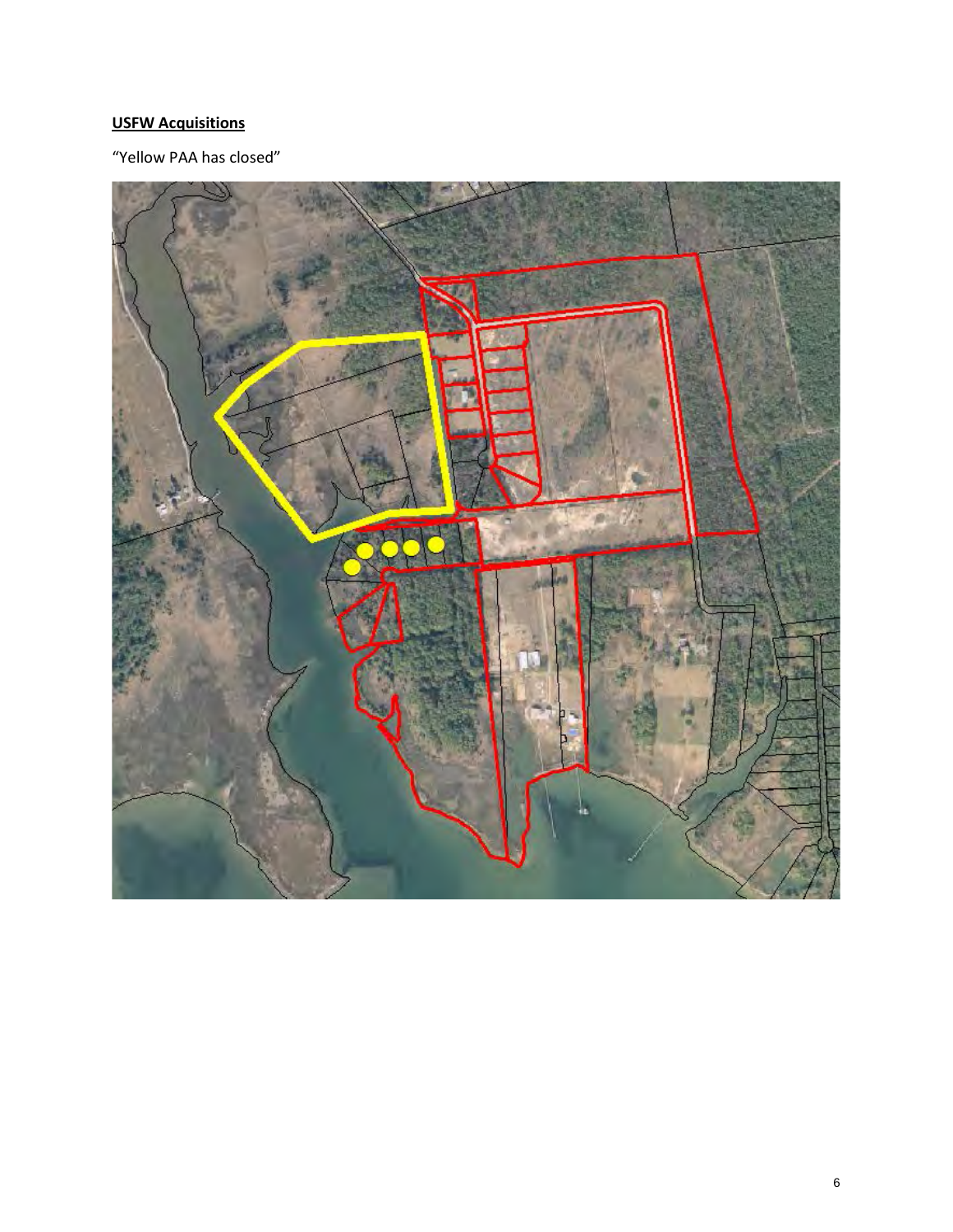**USFW Acquisitions**

“Yellow PAA has closed”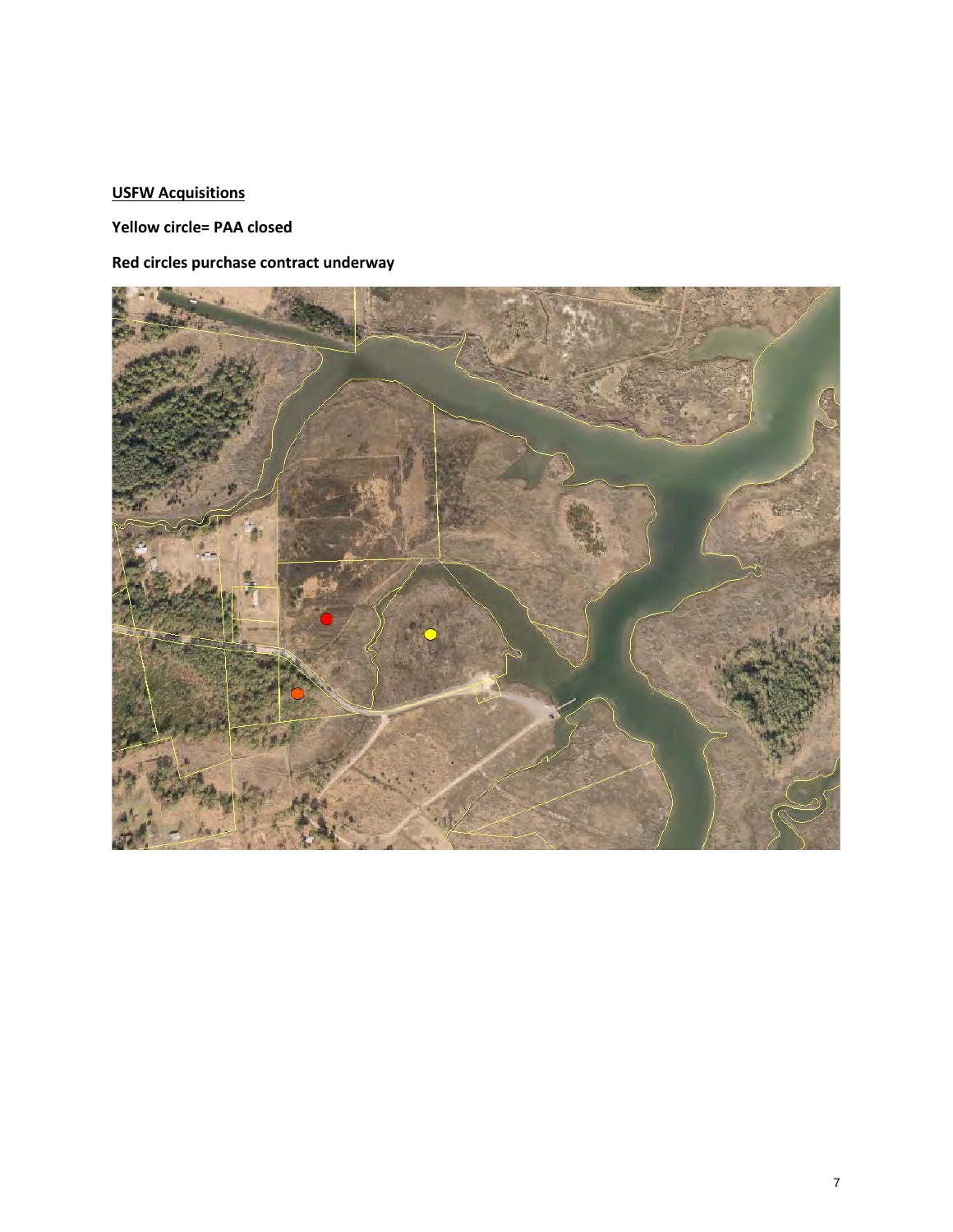**USFW Acquisitions**

**Yellow circle= PAA closed**

**Red circles purchase contract underway**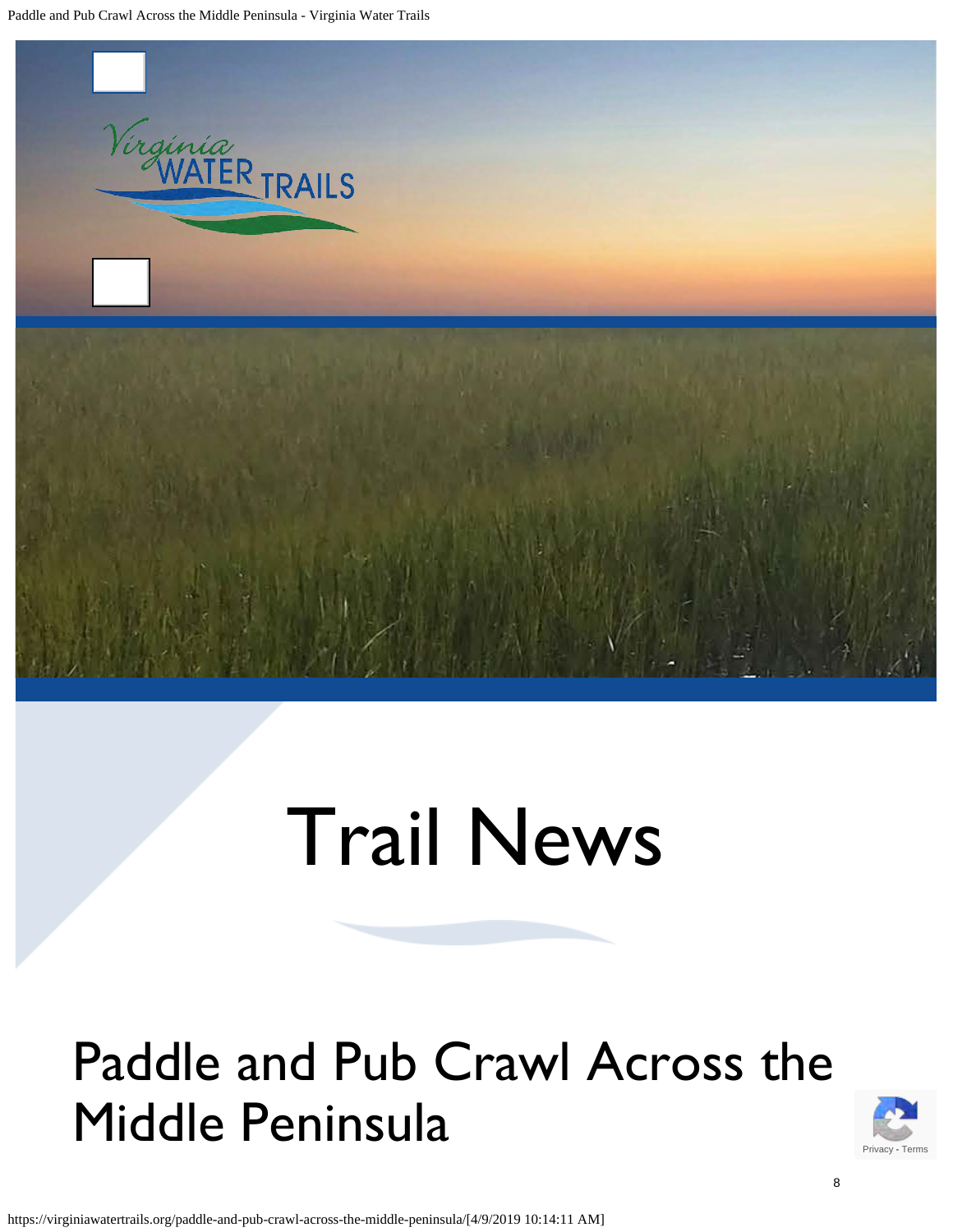# Trail News

## Paddle and Pub Crawl Across the Middle Peninsula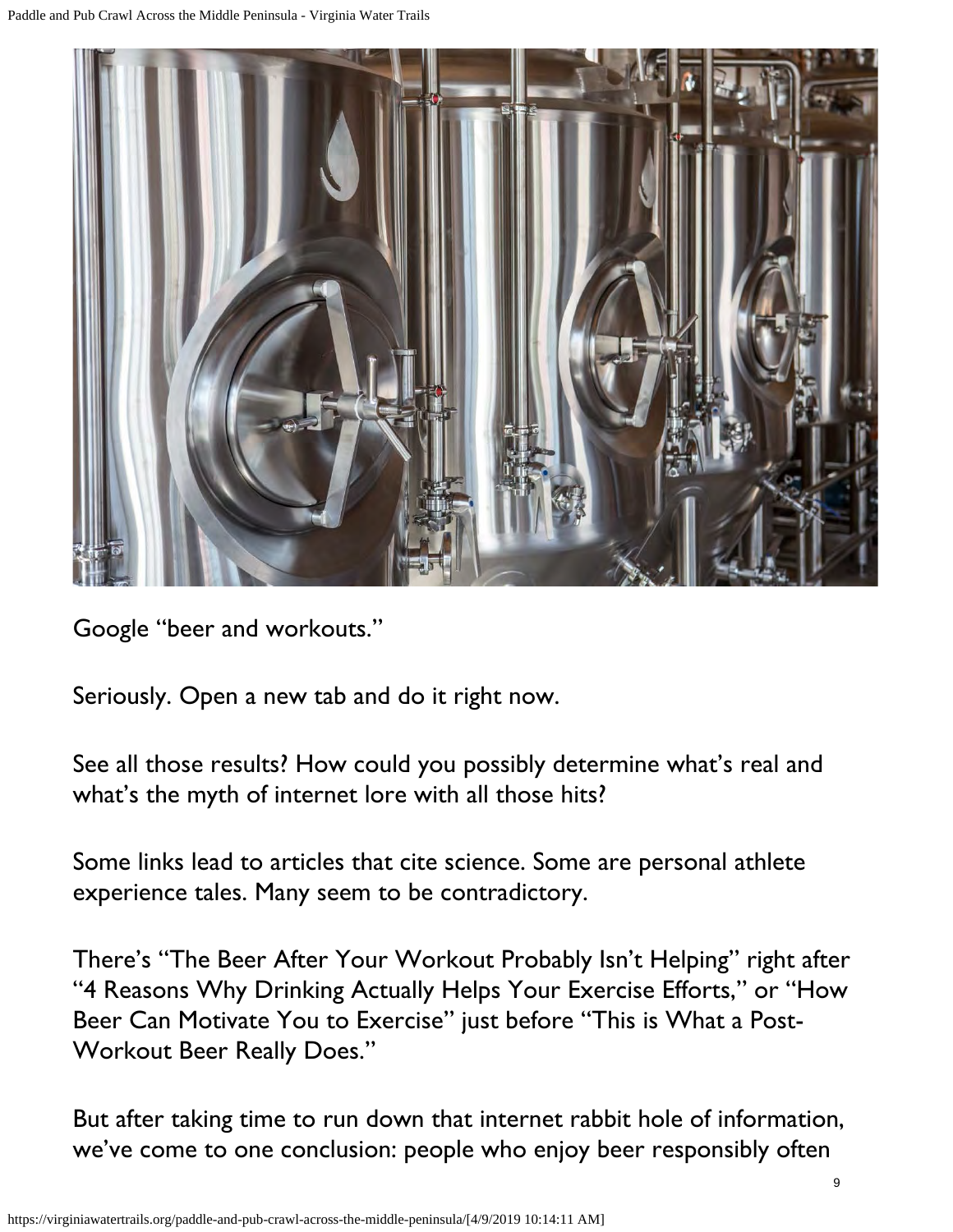Google "beer and workouts."

Seriously. Open a new tab and do it right now.

See all those results? How could you possibly determine what's real and what's the myth of internet lore with all those hits?

Some links lead to articles that cite science. Some are personal athlete experience tales. Many seem to be contradictory.

There's "The Beer After Your Workout Probably Isn't Helping" right after "4 Reasons Why Drinking Actually Helps Your Exercise Efforts," or "How Beer Can Motivate You to Exercise" just before "This is What a Post-Workout Beer Really Does."

But after taking time to run down that internet rabbit hole of information, we've come to one conclusion: people who enjoy beer responsibly often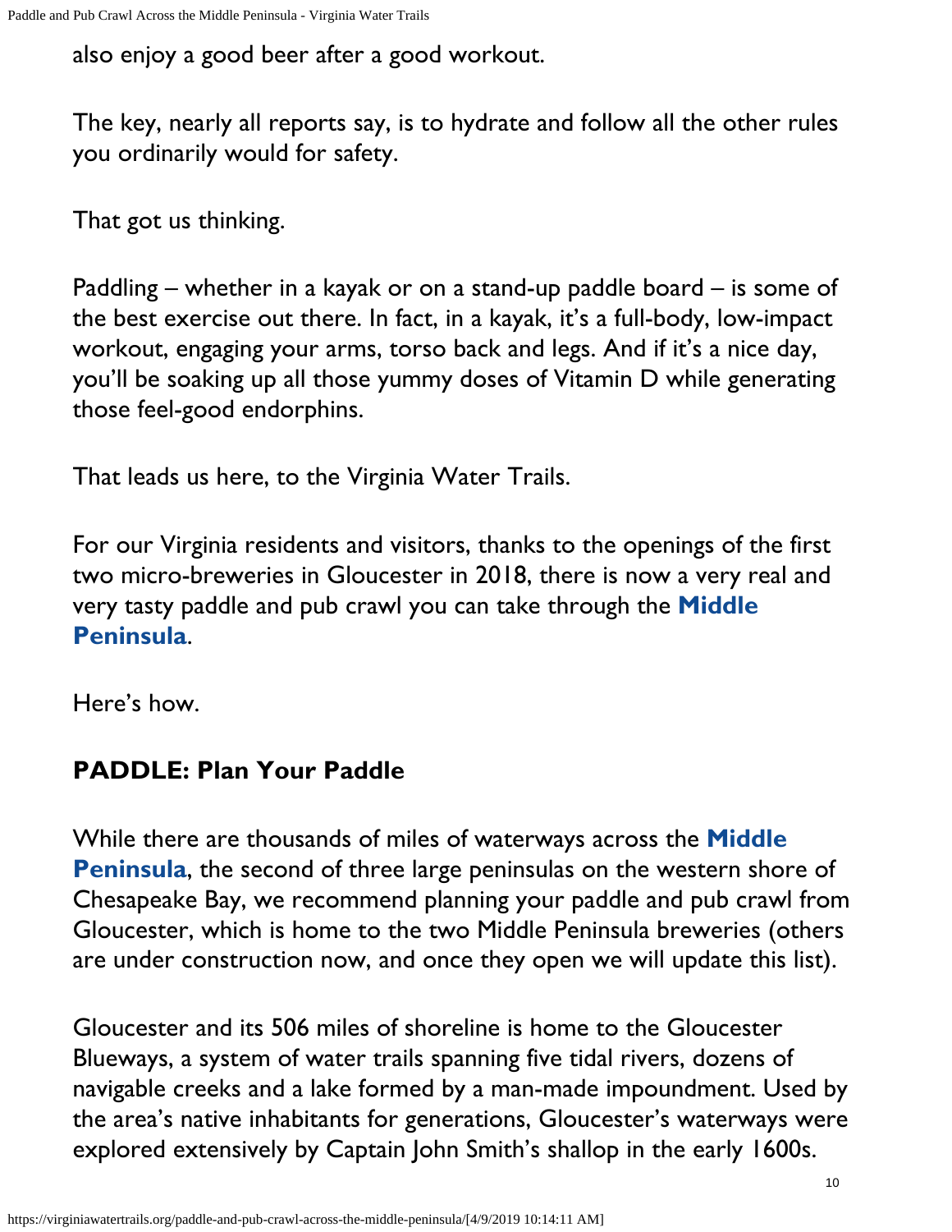also enjoy a good beer after a good workout.

The key, nearly all reports say, is to hydrate and follow all the other rules you ordinarily would for safety.

That got us thinking.

Paddling – whether in a kayak or on a stand-up paddle board – is some of the best exercise out there. In fact, in a kayak, it's a full-body, low-impact workout, engaging your arms, torso back and legs. And if it's a nice day, you'll be soaking up all those yummy doses of Vitamin D while generating those feel-good endorphins.

That leads us here, to the Virginia Water Trails.

For our Virginia residents and visitors, thanks to the openings of the first two micro-breweries in Gloucester in 2018, there is now a very real and very tasty paddle and pub crawl you can take through the **Middle Peninsula**.

Here's how.

## PADDLE: Plan Your Paddle

While there are thousands of miles of waterways across the **Middle Peninsula**, the second of three large peninsulas on the western shore of Chesapeake Bay, we recommend planning your paddle and pub crawl from Gloucester, which is home to the two Middle Peninsula breweries (others are under construction now, and once they open we will update this list).

Gloucester and its 506 miles of shoreline is home to the Gloucester Blueways, a system of water trails spanning five tidal rivers, dozens of navigable creeks and a lake formed by a man-made impoundment. Used by the area's native inhabitants for generations, Gloucester's waterways were explored extensively by Captain John Smith's shallop in the early 1600s.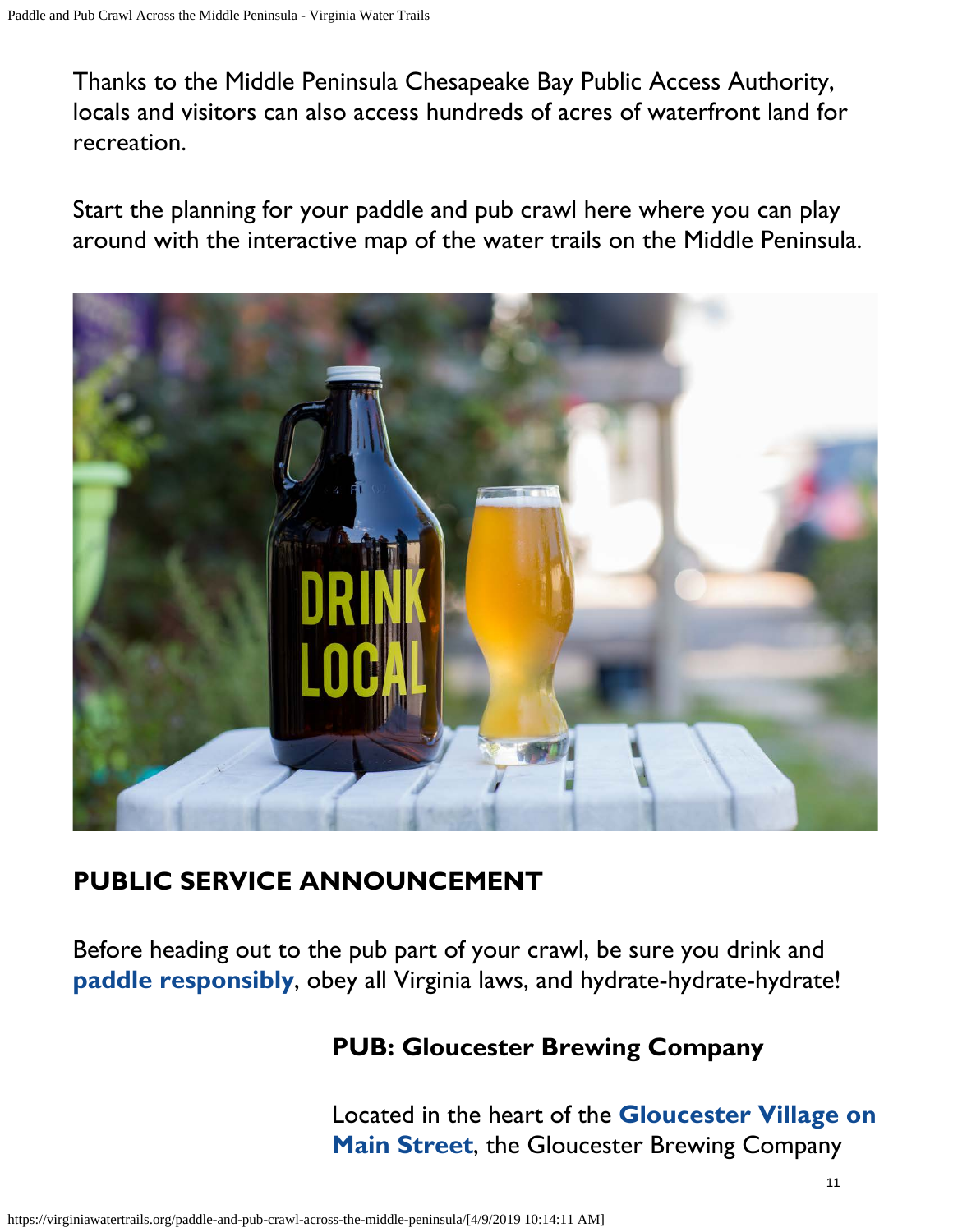Thanks to the Middle Peninsula Chesapeake Bay Public Access Authority, locals and visitors can also access hundreds of acres of waterfront land for recreation.

Start the planning for your paddle and pub crawl here where you can play around with the interactive map of the water trails on the Middle Peninsula.

## PUBLIC SERVICE ANNOUNCEMENT

Before heading out to the pub part of your crawl, be sure you drink and **paddle responsibly**, obey all Virginia laws, and hydrate-hydrate-hydrate!

### PUB: Gloucester Brewing Company

Located in the heart of the **Gloucester Village on Main Street**, the Gloucester Brewing Company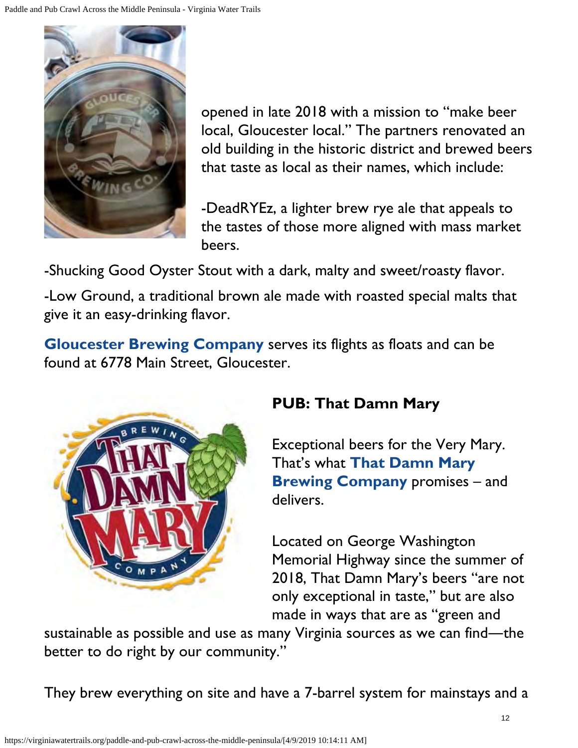opened in late 2018 with a mission to "make beer local, Gloucester local." The partners renovated an old building in the historic district and brewed beers that taste as local as their names, which include:

-DeadRYEz, a lighter brew rye ale that appeals to the tastes of those more aligned with mass market beers.

-Shucking Good Oyster Stout with a dark, malty and sweet/roasty flavor.

-Low Ground, a traditional brown ale made with roasted special malts that give it an easy-drinking flavor.

**Gloucester Brewing Company** serves its flights as floats and can be found at 6778 Main Street, Gloucester.

**PUB: That Damn Mary**

Exceptional beers for the Very Mary. That's what **That Damn Mary Brewing Company** promises – and delivers.

Located on George Washington Memorial Highway since the summer of 2018, That Damn Mary's beers "are not only exceptional in taste," but are also made in ways that are as "green and sustainable as possible and use as many Virginia sources as we can find—the better to do right by our community."

They brew everything on site and have a 7-barrel system for mainstays and a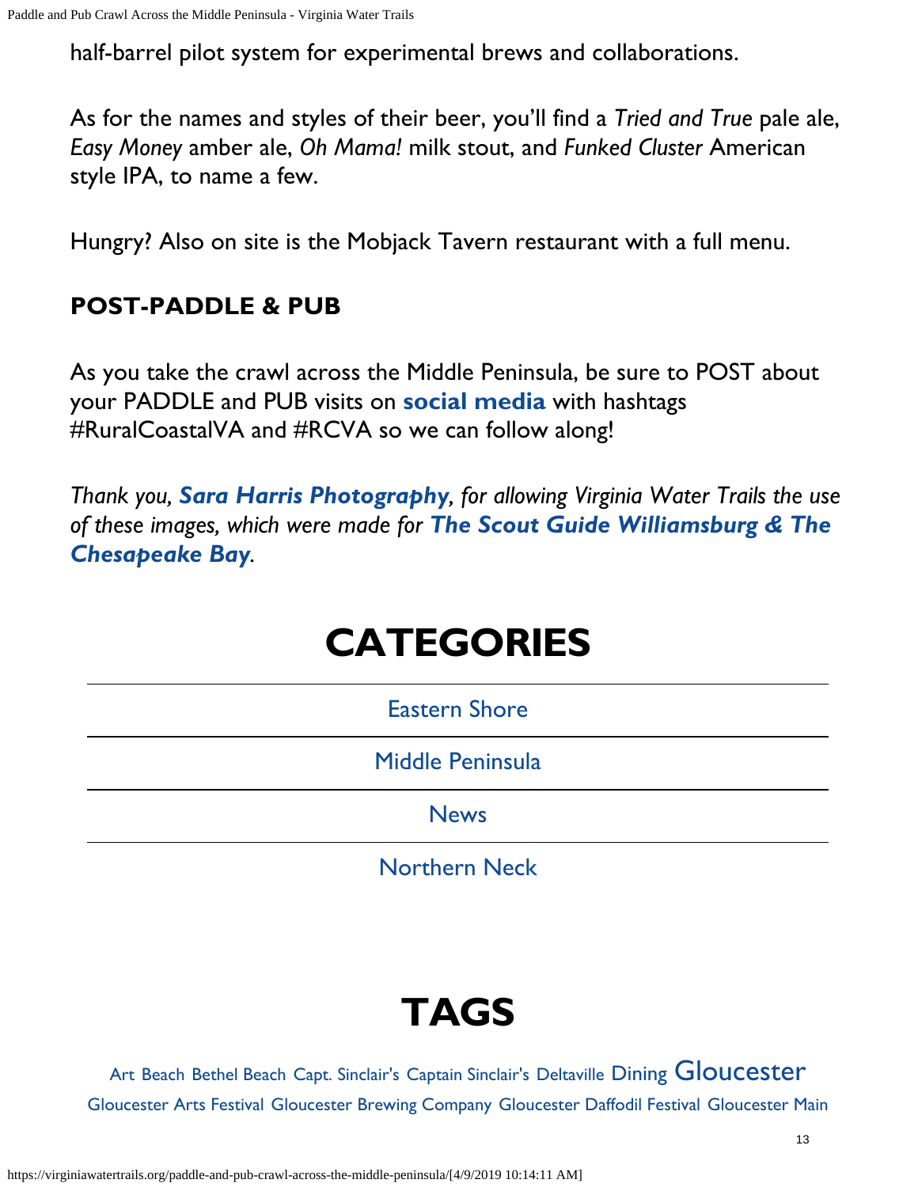half-barrel pilot system for experimental brews and collaborations.

As for the names and styles of their beer, you'll find a *Tried and True* pale ale, *Easy Money* amber ale, *Oh Mama!* milk stout, and *Funked Cluster* American style IPA, to name a few.

Hungry? Also on site is the Mobjack Tavern restaurant with a full menu.

### POST-PADDLE & PUB

As you take the crawl across the Middle Peninsula, be sure to POST about your PADDLE and PUB visits on **social media** with hashtags #RuralCoastalVA and #RCVA so we can follow along!

*Thank you,* ***Sara Harris Photography****, for allowing Virginia Water Trails the use of these images, which were made for* ***The Scout Guide Williamsburg & The Chesapeake Bay****.*

# CATEGORIES

Eastern Shore

Middle Peninsula

News

Northern Neck

# TAGS

Art Beach Bethel Beach Capt. Sinclair's Captain Sinclair's Deltaville Dining Gloucester Gloucester Arts Festival Gloucester Brewing Company Gloucester Daffodil Festival Gloucester Main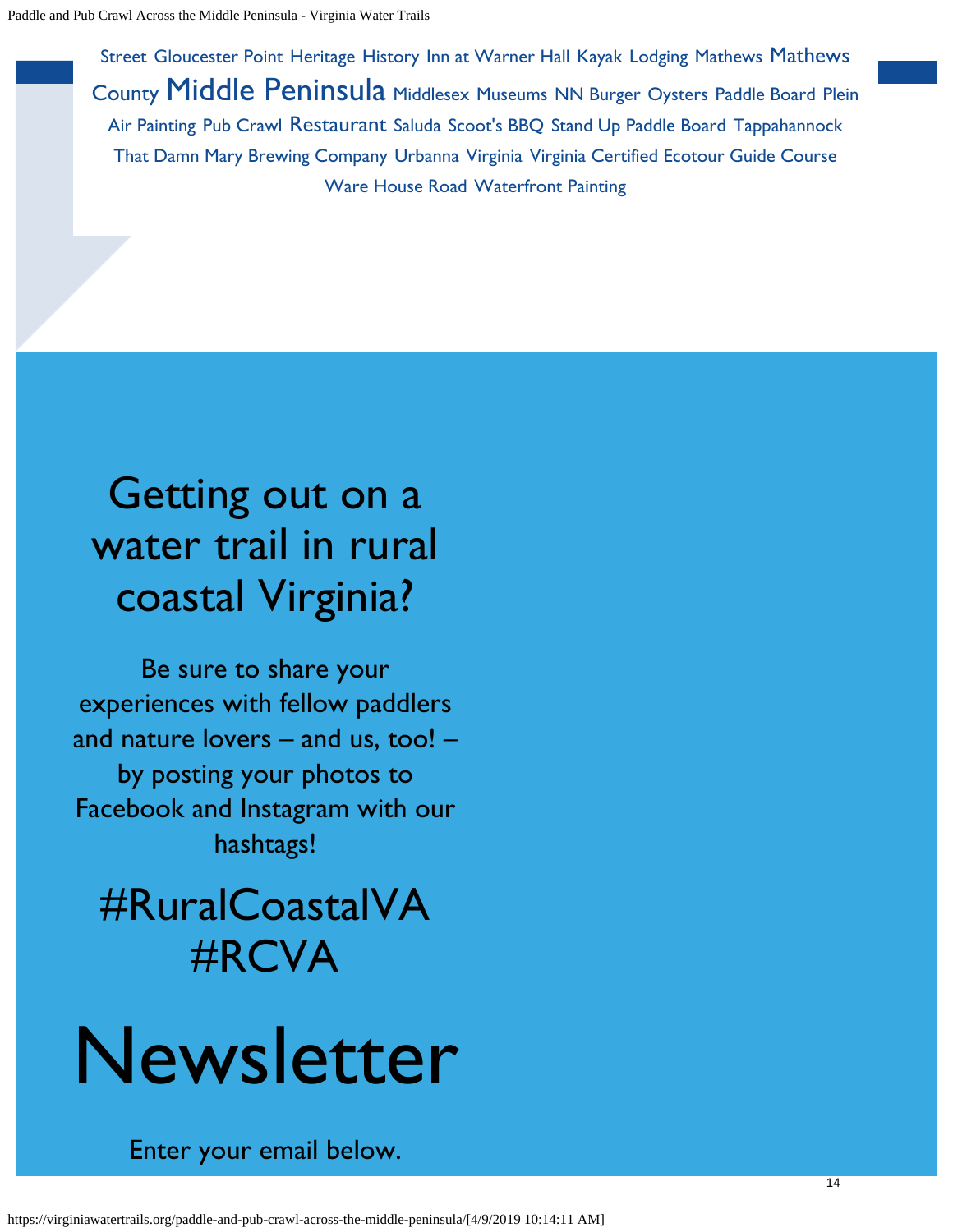Street Gloucester Point Heritage History Inn at Warner Hall Kayak Lodging Mathews Mathews County Middle Peninsula Middlesex Museums NN Burger Oysters Paddle Board Plein Air Painting Pub Crawl Restaurant Saluda Scoot's BBQ Stand Up Paddle Board Tappahannock That Damn Mary Brewing Company Urbanna Virginia Virginia Certified Ecotour Guide Course Ware House Road Waterfront Painting

## Getting out on a water trail in rural coastal Virginia?

Be sure to share your experiences with fellow paddlers and nature lovers – and us, too! – by posting your photos to Facebook and Instagram with our hashtags!

#RuralCoastalVA
#RCVA

# Newsletter

Enter your email below.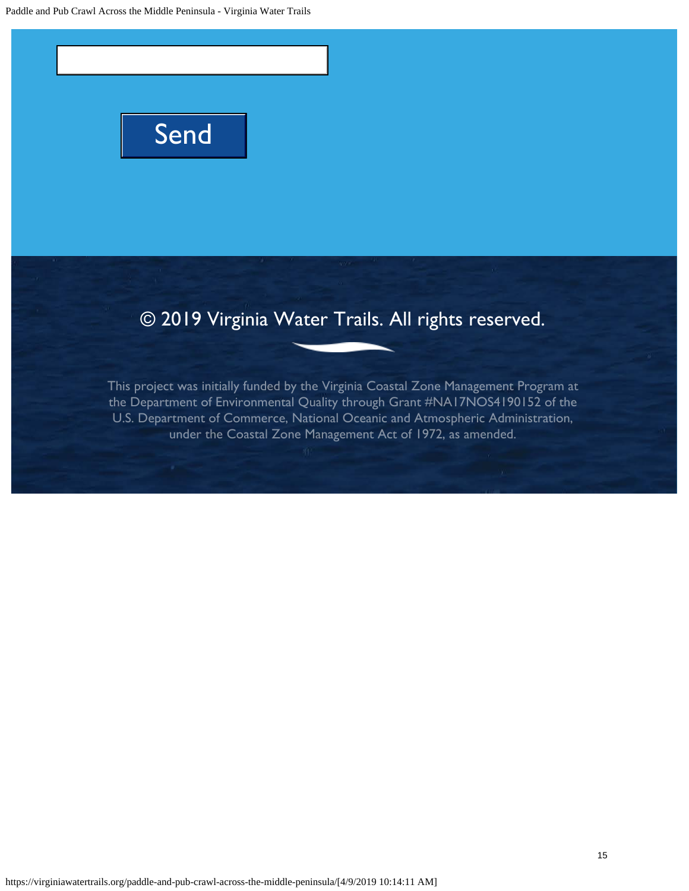Send

© 2019 Virginia Water Trails. All rights reserved.

This project was initially funded by the Virginia Coastal Zone Management Program at the Department of Environmental Quality through Grant #NA17NOS4190152 of the U.S. Department of Commerce, National Oceanic and Atmospheric Administration, under the Coastal Zone Management Act of 1972, as amended.